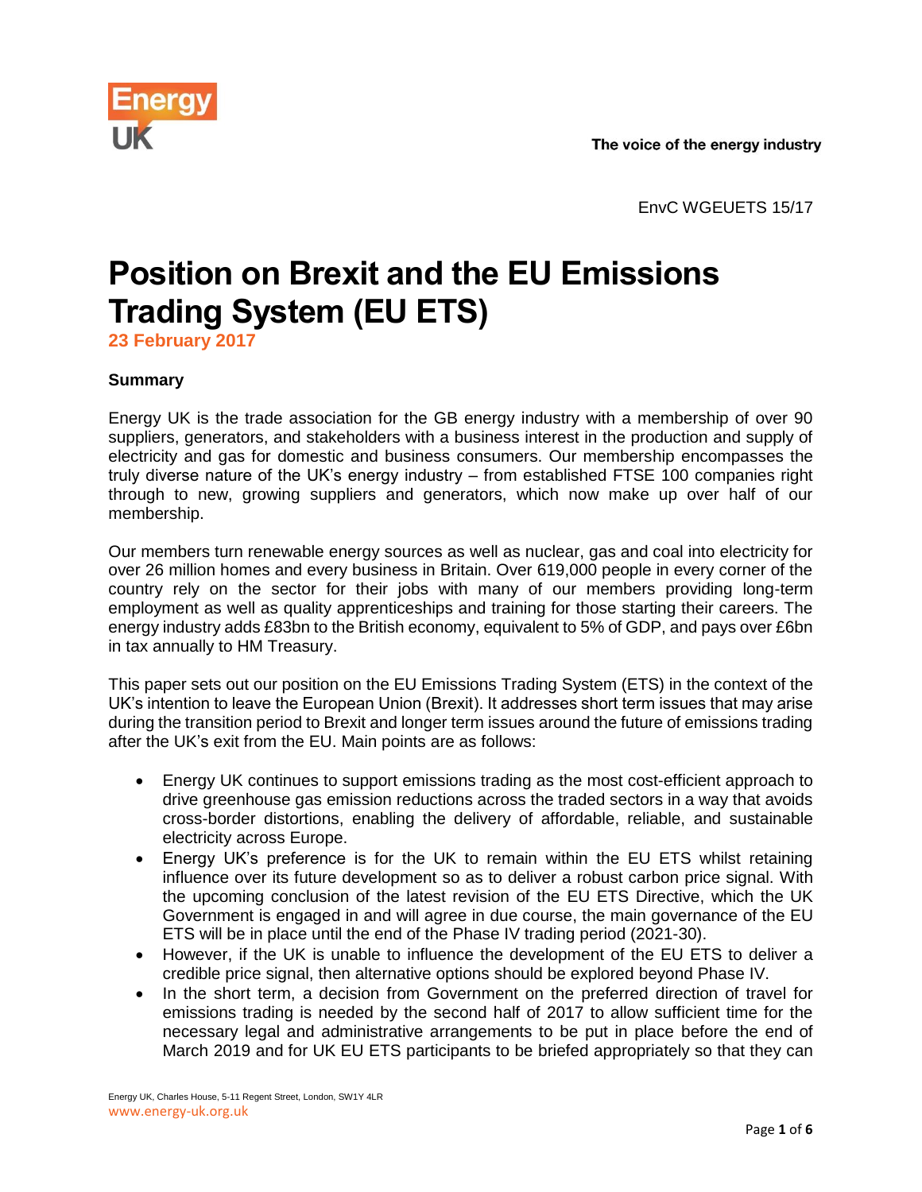EnvC WGEUETS 15/17

# Position on Brexit and the EU Emissions Trading System (EU ETS)

**23 February 2017**

**Summary**

Energy UK is the trade association for the GB energy industry with a membership of over 90 suppliers, generators, and stakeholders with a business interest in the production and supply of electricity and gas for domestic and business consumers. Our membership encompasses the truly diverse nature of the UK's energy industry – from established FTSE 100 companies right through to new, growing suppliers and generators, which now make up over half of our membership.

Our members turn renewable energy sources as well as nuclear, gas and coal into electricity for over 26 million homes and every business in Britain. Over 619,000 people in every corner of the country rely on the sector for their jobs with many of our members providing long-term employment as well as quality apprenticeships and training for those starting their careers. The energy industry adds £83bn to the British economy, equivalent to 5% of GDP, and pays over £6bn in tax annually to HM Treasury.

This paper sets out our position on the EU Emissions Trading System (ETS) in the context of the UK's intention to leave the European Union (Brexit). It addresses short term issues that may arise during the transition period to Brexit and longer term issues around the future of emissions trading after the UK's exit from the EU. Main points are as follows:

- Energy UK continues to support emissions trading as the most cost-efficient approach to drive greenhouse gas emission reductions across the traded sectors in a way that avoids cross-border distortions, enabling the delivery of affordable, reliable, and sustainable electricity across Europe.
- Energy UK's preference is for the UK to remain within the EU ETS whilst retaining influence over its future development so as to deliver a robust carbon price signal. With the upcoming conclusion of the latest revision of the EU ETS Directive, which the UK Government is engaged in and will agree in due course, the main governance of the EU ETS will be in place until the end of the Phase IV trading period (2021-30).
- However, if the UK is unable to influence the development of the EU ETS to deliver a credible price signal, then alternative options should be explored beyond Phase IV.
- In the short term, a decision from Government on the preferred direction of travel for emissions trading is needed by the second half of 2017 to allow sufficient time for the necessary legal and administrative arrangements to be put in place before the end of March 2019 and for UK EU ETS participants to be briefed appropriately so that they can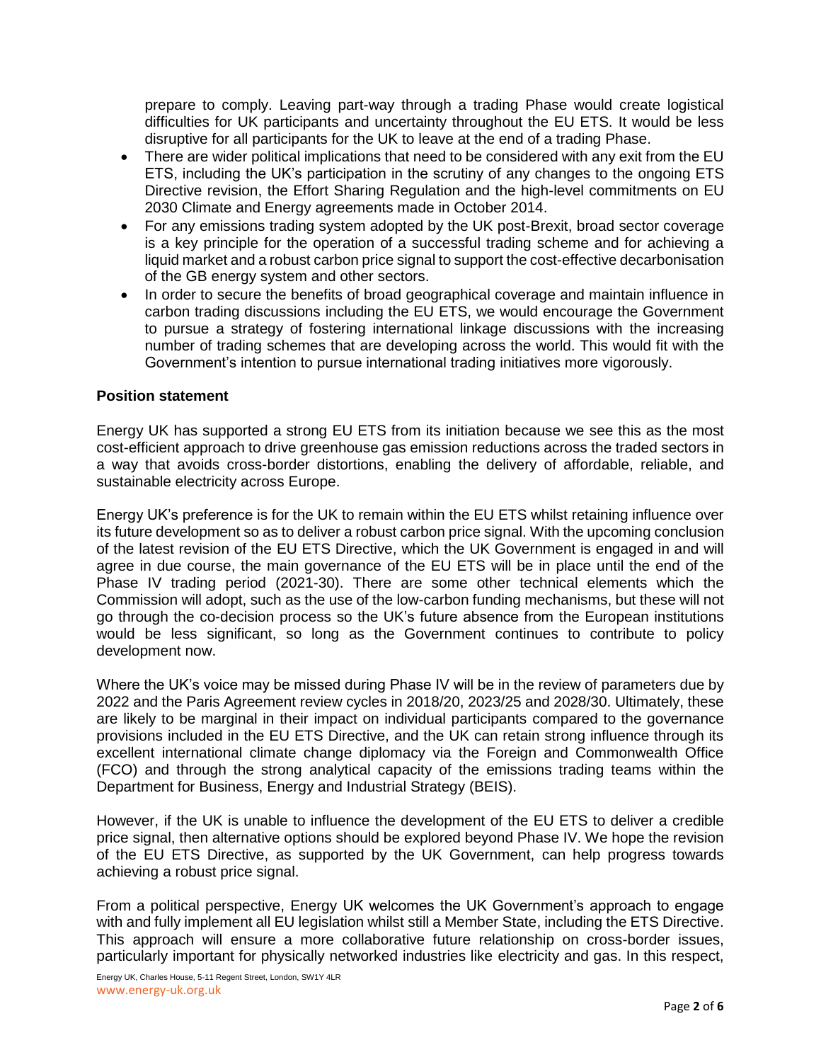prepare to comply. Leaving part-way through a trading Phase would create logistical difficulties for UK participants and uncertainty throughout the EU ETS. It would be less disruptive for all participants for the UK to leave at the end of a trading Phase.

- There are wider political implications that need to be considered with any exit from the EU ETS, including the UK's participation in the scrutiny of any changes to the ongoing ETS Directive revision, the Effort Sharing Regulation and the high-level commitments on EU 2030 Climate and Energy agreements made in October 2014.
- For any emissions trading system adopted by the UK post-Brexit, broad sector coverage is a key principle for the operation of a successful trading scheme and for achieving a liquid market and a robust carbon price signal to support the cost-effective decarbonisation of the GB energy system and other sectors.
- In order to secure the benefits of broad geographical coverage and maintain influence in carbon trading discussions including the EU ETS, we would encourage the Government to pursue a strategy of fostering international linkage discussions with the increasing number of trading schemes that are developing across the world. This would fit with the Government's intention to pursue international trading initiatives more vigorously.

**Position statement**

Energy UK has supported a strong EU ETS from its initiation because we see this as the most cost-efficient approach to drive greenhouse gas emission reductions across the traded sectors in a way that avoids cross-border distortions, enabling the delivery of affordable, reliable, and sustainable electricity across Europe.

Energy UK's preference is for the UK to remain within the EU ETS whilst retaining influence over its future development so as to deliver a robust carbon price signal. With the upcoming conclusion of the latest revision of the EU ETS Directive, which the UK Government is engaged in and will agree in due course, the main governance of the EU ETS will be in place until the end of the Phase IV trading period (2021-30). There are some other technical elements which the Commission will adopt, such as the use of the low-carbon funding mechanisms, but these will not go through the co-decision process so the UK's future absence from the European institutions would be less significant, so long as the Government continues to contribute to policy development now.

Where the UK's voice may be missed during Phase IV will be in the review of parameters due by 2022 and the Paris Agreement review cycles in 2018/20, 2023/25 and 2028/30. Ultimately, these are likely to be marginal in their impact on individual participants compared to the governance provisions included in the EU ETS Directive, and the UK can retain strong influence through its excellent international climate change diplomacy via the Foreign and Commonwealth Office (FCO) and through the strong analytical capacity of the emissions trading teams within the Department for Business, Energy and Industrial Strategy (BEIS).

However, if the UK is unable to influence the development of the EU ETS to deliver a credible price signal, then alternative options should be explored beyond Phase IV. We hope the revision of the EU ETS Directive, as supported by the UK Government, can help progress towards achieving a robust price signal.

From a political perspective, Energy UK welcomes the UK Government's approach to engage with and fully implement all EU legislation whilst still a Member State, including the ETS Directive. This approach will ensure a more collaborative future relationship on cross-border issues, particularly important for physically networked industries like electricity and gas. In this respect,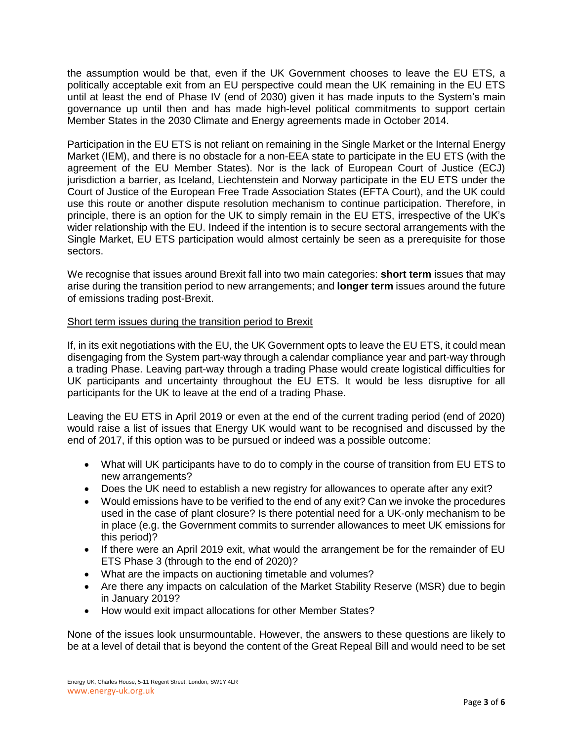the assumption would be that, even if the UK Government chooses to leave the EU ETS, a politically acceptable exit from an EU perspective could mean the UK remaining in the EU ETS until at least the end of Phase IV (end of 2030) given it has made inputs to the System's main governance up until then and has made high-level political commitments to support certain Member States in the 2030 Climate and Energy agreements made in October 2014.

Participation in the EU ETS is not reliant on remaining in the Single Market or the Internal Energy Market (IEM), and there is no obstacle for a non-EEA state to participate in the EU ETS (with the agreement of the EU Member States). Nor is the lack of European Court of Justice (ECJ) jurisdiction a barrier, as Iceland, Liechtenstein and Norway participate in the EU ETS under the Court of Justice of the European Free Trade Association States (EFTA Court), and the UK could use this route or another dispute resolution mechanism to continue participation. Therefore, in principle, there is an option for the UK to simply remain in the EU ETS, irrespective of the UK's wider relationship with the EU. Indeed if the intention is to secure sectoral arrangements with the Single Market, EU ETS participation would almost certainly be seen as a prerequisite for those sectors.

We recognise that issues around Brexit fall into two main categories: **short term** issues that may arise during the transition period to new arrangements; and **longer term** issues around the future of emissions trading post-Brexit.

<u>Short term issues during the transition period to Brexit</u>

If, in its exit negotiations with the EU, the UK Government opts to leave the EU ETS, it could mean disengaging from the System part-way through a calendar compliance year and part-way through a trading Phase. Leaving part-way through a trading Phase would create logistical difficulties for UK participants and uncertainty throughout the EU ETS. It would be less disruptive for all participants for the UK to leave at the end of a trading Phase.

Leaving the EU ETS in April 2019 or even at the end of the current trading period (end of 2020) would raise a list of issues that Energy UK would want to be recognised and discussed by the end of 2017, if this option was to be pursued or indeed was a possible outcome:

- What will UK participants have to do to comply in the course of transition from EU ETS to new arrangements?
- Does the UK need to establish a new registry for allowances to operate after any exit?
- Would emissions have to be verified to the end of any exit? Can we invoke the procedures used in the case of plant closure? Is there potential need for a UK-only mechanism to be in place (e.g. the Government commits to surrender allowances to meet UK emissions for this period)?
- If there were an April 2019 exit, what would the arrangement be for the remainder of EU ETS Phase 3 (through to the end of 2020)?
- What are the impacts on auctioning timetable and volumes?
- Are there any impacts on calculation of the Market Stability Reserve (MSR) due to begin in January 2019?
- How would exit impact allocations for other Member States?

None of the issues look unsurmountable. However, the answers to these questions are likely to be at a level of detail that is beyond the content of the Great Repeal Bill and would need to be set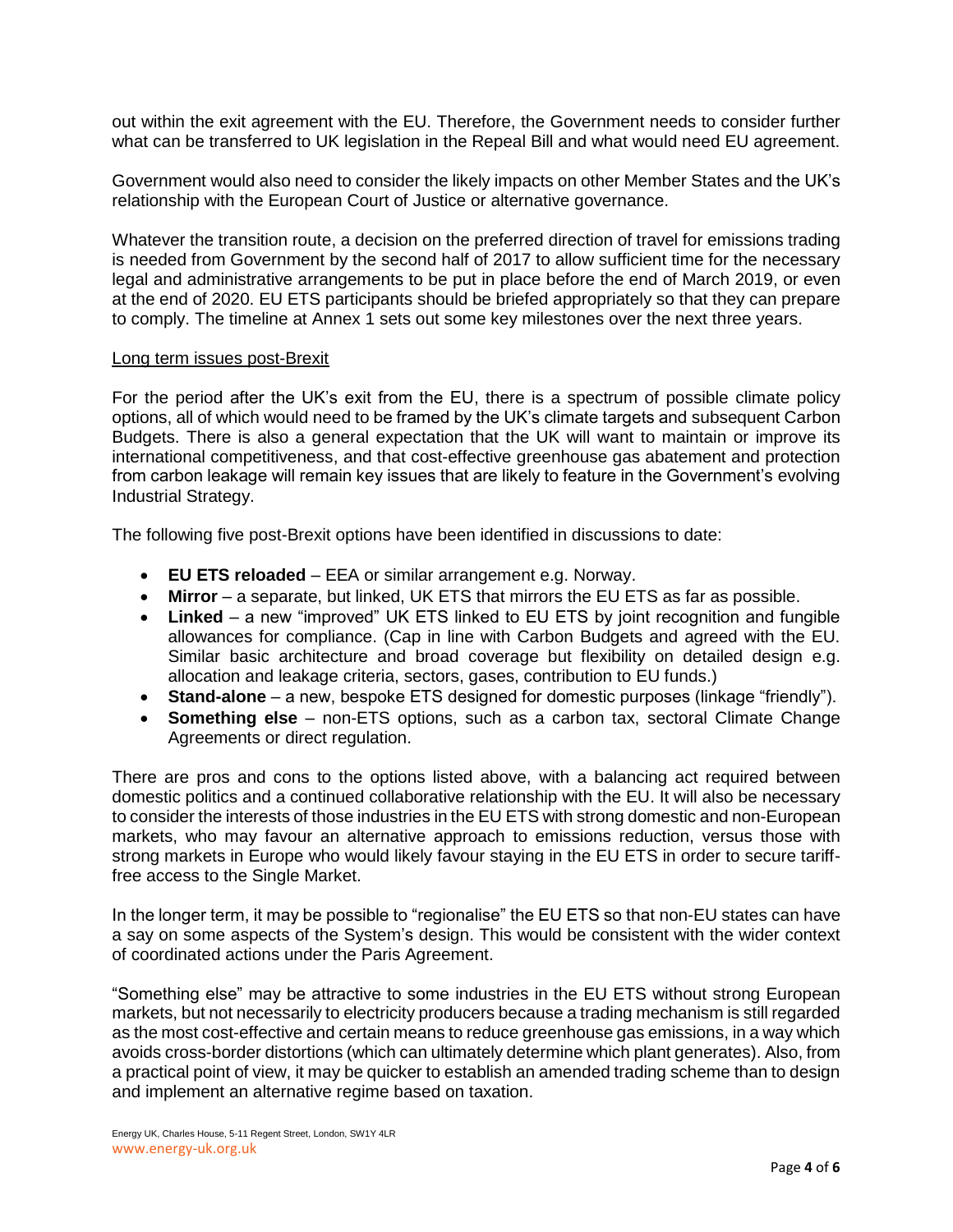out within the exit agreement with the EU. Therefore, the Government needs to consider further what can be transferred to UK legislation in the Repeal Bill and what would need EU agreement.

Government would also need to consider the likely impacts on other Member States and the UK's relationship with the European Court of Justice or alternative governance.

Whatever the transition route, a decision on the preferred direction of travel for emissions trading is needed from Government by the second half of 2017 to allow sufficient time for the necessary legal and administrative arrangements to be put in place before the end of March 2019, or even at the end of 2020. EU ETS participants should be briefed appropriately so that they can prepare to comply. The timeline at Annex 1 sets out some key milestones over the next three years.

<u>Long term issues post-Brexit</u>

For the period after the UK's exit from the EU, there is a spectrum of possible climate policy options, all of which would need to be framed by the UK's climate targets and subsequent Carbon Budgets. There is also a general expectation that the UK will want to maintain or improve its international competitiveness, and that cost-effective greenhouse gas abatement and protection from carbon leakage will remain key issues that are likely to feature in the Government's evolving Industrial Strategy.

The following five post-Brexit options have been identified in discussions to date:

- **EU ETS reloaded** – EEA or similar arrangement e.g. Norway.
- **Mirror** – a separate, but linked, UK ETS that mirrors the EU ETS as far as possible.
- **Linked** – a new "improved" UK ETS linked to EU ETS by joint recognition and fungible allowances for compliance. (Cap in line with Carbon Budgets and agreed with the EU. Similar basic architecture and broad coverage but flexibility on detailed design e.g. allocation and leakage criteria, sectors, gases, contribution to EU funds.)
- **Stand-alone** – a new, bespoke ETS designed for domestic purposes (linkage "friendly").
- **Something else** – non-ETS options, such as a carbon tax, sectoral Climate Change Agreements or direct regulation.

There are pros and cons to the options listed above, with a balancing act required between domestic politics and a continued collaborative relationship with the EU. It will also be necessary to consider the interests of those industries in the EU ETS with strong domestic and non-European markets, who may favour an alternative approach to emissions reduction, versus those with strong markets in Europe who would likely favour staying in the EU ETS in order to secure tariff-free access to the Single Market.

In the longer term, it may be possible to "regionalise" the EU ETS so that non-EU states can have a say on some aspects of the System's design. This would be consistent with the wider context of coordinated actions under the Paris Agreement.

"Something else" may be attractive to some industries in the EU ETS without strong European markets, but not necessarily to electricity producers because a trading mechanism is still regarded as the most cost-effective and certain means to reduce greenhouse gas emissions, in a way which avoids cross-border distortions (which can ultimately determine which plant generates). Also, from a practical point of view, it may be quicker to establish an amended trading scheme than to design and implement an alternative regime based on taxation.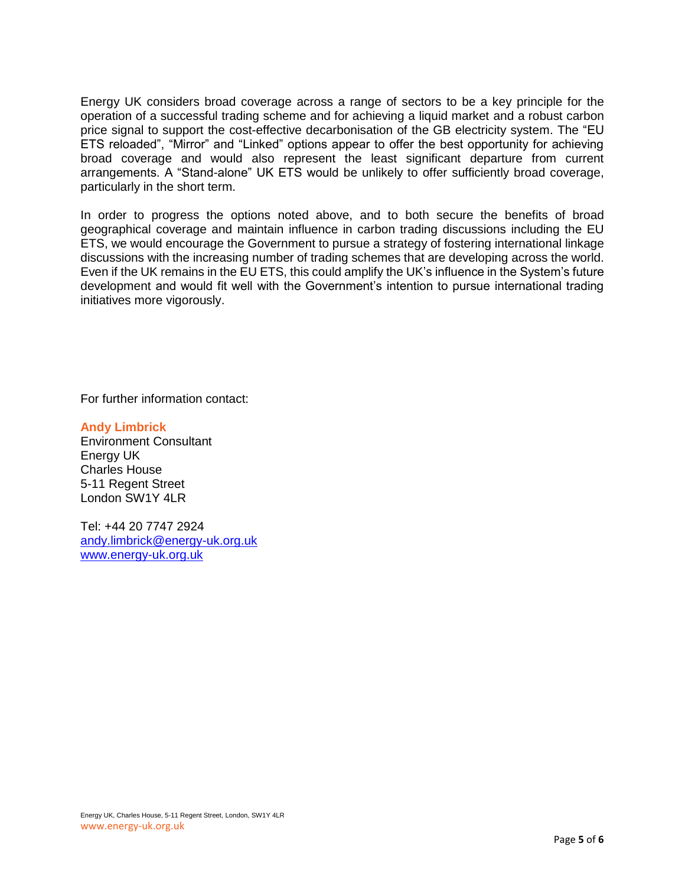Energy UK considers broad coverage across a range of sectors to be a key principle for the operation of a successful trading scheme and for achieving a liquid market and a robust carbon price signal to support the cost-effective decarbonisation of the GB electricity system. The "EU ETS reloaded", "Mirror" and "Linked" options appear to offer the best opportunity for achieving broad coverage and would also represent the least significant departure from current arrangements. A "Stand-alone" UK ETS would be unlikely to offer sufficiently broad coverage, particularly in the short term.

In order to progress the options noted above, and to both secure the benefits of broad geographical coverage and maintain influence in carbon trading discussions including the EU ETS, we would encourage the Government to pursue a strategy of fostering international linkage discussions with the increasing number of trading schemes that are developing across the world. Even if the UK remains in the EU ETS, this could amplify the UK's influence in the System's future development and would fit well with the Government's intention to pursue international trading initiatives more vigorously.

For further information contact:

**Andy Limbrick**
Environment Consultant
Energy UK
Charles House
5-11 Regent Street
London SW1Y 4LR

Tel: +44 20 7747 2924
andy.limbrick@energy-uk.org.uk
www.energy-uk.org.uk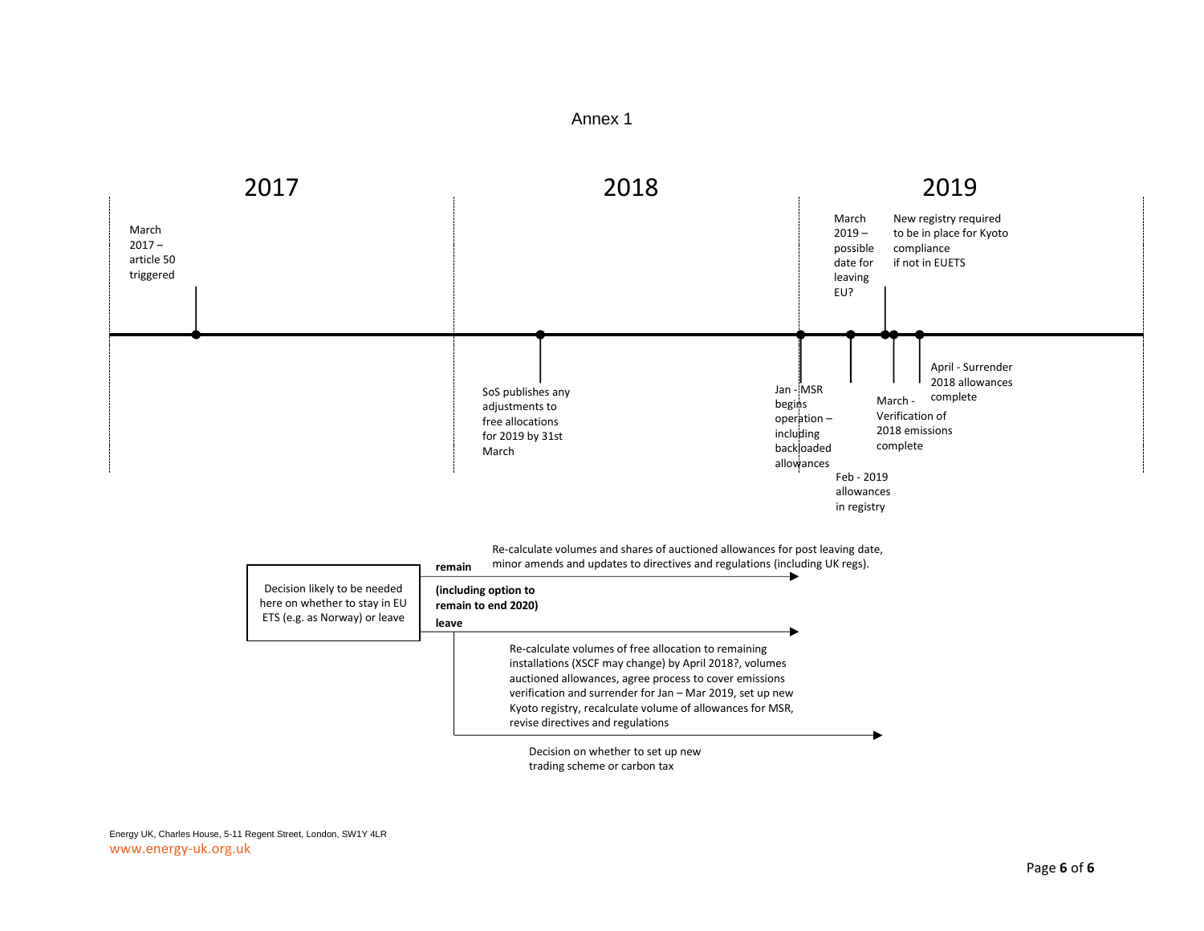# Annex 1

2017

2018

2019

March 2017 – article 50 triggered

SoS publishes any adjustments to free allocations for 2019 by 31st March

Jan - MSR begins operation – including backloaded allowances

March 2019 – possible date for leaving EU?

Feb - 2019 allowances in registry

New registry required to be in place for Kyoto compliance if not in EUETS

March - Verification of 2018 emissions complete

April - Surrender 2018 allowances complete

Decision likely to be needed here on whether to stay in EU ETS (e.g. as Norway) or leave

**remain**

Re-calculate volumes and shares of auctioned allowances for post leaving date, minor amends and updates to directives and regulations (including UK regs).

**(including option to remain to end 2020)**

**leave**

Re-calculate volumes of free allocation to remaining installations (XSCF may change) by April 2018?, volumes auctioned allowances, agree process to cover emissions verification and surrender for Jan – Mar 2019, set up new Kyoto registry, recalculate volume of allowances for MSR, revise directives and regulations

Decision on whether to set up new trading scheme or carbon tax

Energy UK, Charles House, 5-11 Regent Street, London, SW1Y 4LR
www.energy-uk.org.uk